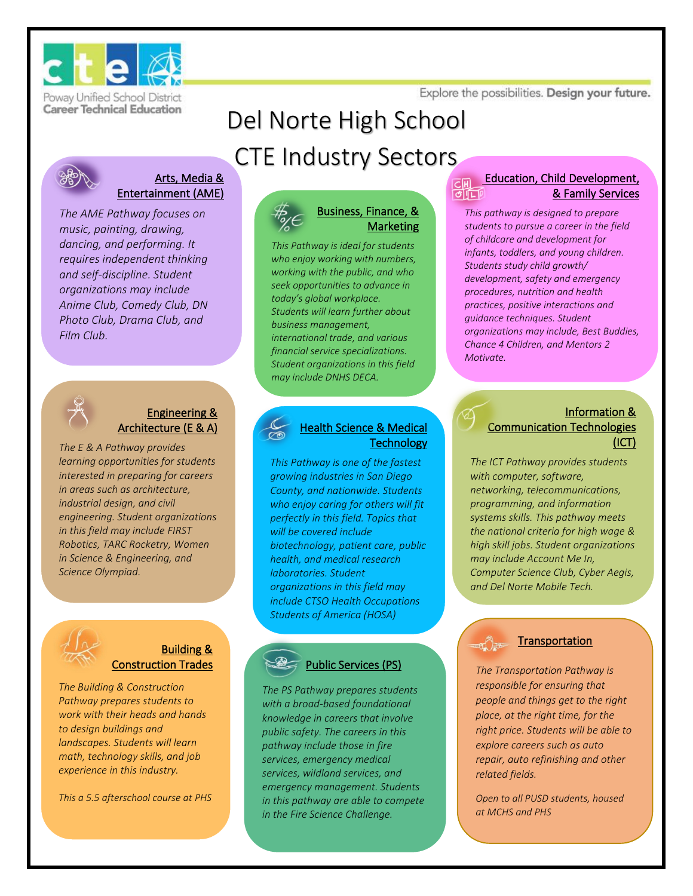Poway Unified School District
Career Technical Education

Explore the possibilities. **Design your future.**

# Del Norte High School
# CTE Industry Sectors

## Arts, Media & Entertainment (AME)

*The AME Pathway focuses on music, painting, drawing, dancing, and performing. It requires independent thinking and self-discipline. Student organizations may include Anime Club, Comedy Club, DN Photo Club, Drama Club, and Film Club.*

## Business, Finance, & Marketing

*This Pathway is ideal for students who enjoy working with numbers, working with the public, and who seek opportunities to advance in today's global workplace. Students will learn further about business management, international trade, and various financial service specializations. Student organizations in this field may include DNHS DECA.*

## Education, Child Development, & Family Services

*This pathway is designed to prepare students to pursue a career in the field of childcare and development for infants, toddlers, and young children. Students study child growth/ development, safety and emergency procedures, nutrition and health practices, positive interactions and guidance techniques. Student organizations may include, Best Buddies, Chance 4 Children, and Mentors 2 Motivate.*

## Engineering & Architecture (E & A)

*The E & A Pathway provides learning opportunities for students interested in preparing for careers in areas such as architecture, industrial design, and civil engineering. Student organizations in this field may include FIRST Robotics, TARC Rocketry, Women in Science & Engineering, and Science Olympiad.*

## Health Science & Medical Technology

*This Pathway is one of the fastest growing industries in San Diego County, and nationwide. Students who enjoy caring for others will fit perfectly in this field. Topics that will be covered include biotechnology, patient care, public health, and medical research laboratories. Student organizations in this field may include CTSO Health Occupations Students of America (HOSA)*

## Information & Communication Technologies (ICT)

*The ICT Pathway provides students with computer, software, networking, telecommunications, programming, and information systems skills. This pathway meets the national criteria for high wage & high skill jobs. Student organizations may include Account Me In, Computer Science Club, Cyber Aegis, and Del Norte Mobile Tech.*

## Building & Construction Trades

*The Building & Construction Pathway prepares students to work with their heads and hands to design buildings and landscapes. Students will learn math, technology skills, and job experience in this industry.*

*This a 5.5 afterschool course at PHS*

## Public Services (PS)

*The PS Pathway prepares students with a broad-based foundational knowledge in careers that involve public safety. The careers in this pathway include those in fire services, emergency medical services, wildland services, and emergency management. Students in this pathway are able to compete in the Fire Science Challenge.*

## Transportation

*The Transportation Pathway is responsible for ensuring that people and things get to the right place, at the right time, for the right price. Students will be able to explore careers such as auto repair, auto refinishing and other related fields.*

*Open to all PUSD students, housed at MCHS and PHS*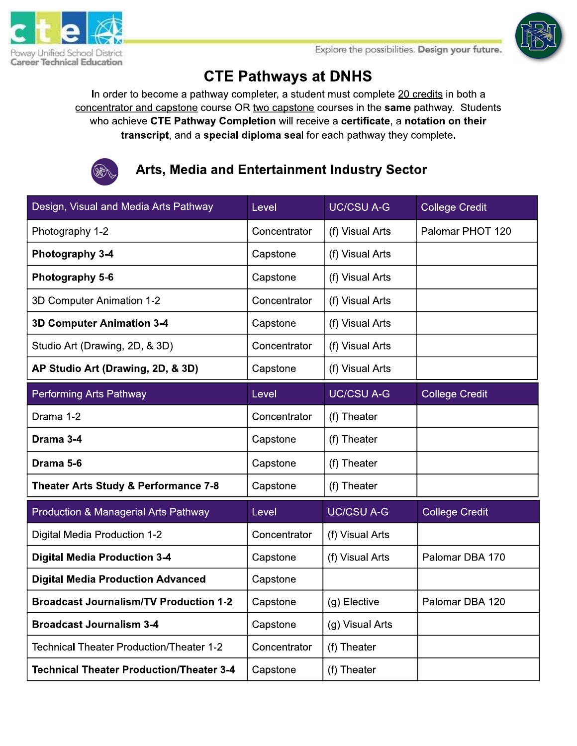# CTE Pathways at DNHS

In order to become a pathway completer, a student must complete 20 credits in both a concentrator and capstone course OR two capstone courses in the **same** pathway. Students who achieve **CTE Pathway Completion** will receive a **certificate**, a **notation on their transcript**, and a **special diploma seal** for each pathway they complete.

## Arts, Media and Entertainment Industry Sector

| Design, Visual and Media Arts Pathway | Level | UC/CSU A-G | College Credit |
|---|---|---|---|
| Photography 1-2 | Concentrator | (f) Visual Arts | Palomar PHOT 120 |
| **Photography 3-4** | Capstone | (f) Visual Arts | |
| **Photography 5-6** | Capstone | (f) Visual Arts | |
| 3D Computer Animation 1-2 | Concentrator | (f) Visual Arts | |
| **3D Computer Animation 3-4** | Capstone | (f) Visual Arts | |
| Studio Art (Drawing, 2D, & 3D) | Concentrator | (f) Visual Arts | |
| **AP Studio Art (Drawing, 2D, & 3D)** | Capstone | (f) Visual Arts | |

| Performing Arts Pathway | Level | UC/CSU A-G | College Credit |
|---|---|---|---|
| Drama 1-2 | Concentrator | (f) Theater | |
| **Drama 3-4** | Capstone | (f) Theater | |
| **Drama 5-6** | Capstone | (f) Theater | |
| **Theater Arts Study & Performance 7-8** | Capstone | (f) Theater | |

| Production & Managerial Arts Pathway | Level | UC/CSU A-G | College Credit |
|---|---|---|---|
| Digital Media Production 1-2 | Concentrator | (f) Visual Arts | |
| **Digital Media Production 3-4** | Capstone | (f) Visual Arts | Palomar DBA 170 |
| **Digital Media Production Advanced** | Capstone | | |
| **Broadcast Journalism/TV Production 1-2** | Capstone | (g) Elective | Palomar DBA 120 |
| **Broadcast Journalism 3-4** | Capstone | (g) Visual Arts | |
| Technical Theater Production/Theater 1-2 | Concentrator | (f) Theater | |
| **Technical Theater Production/Theater 3-4** | Capstone | (f) Theater | |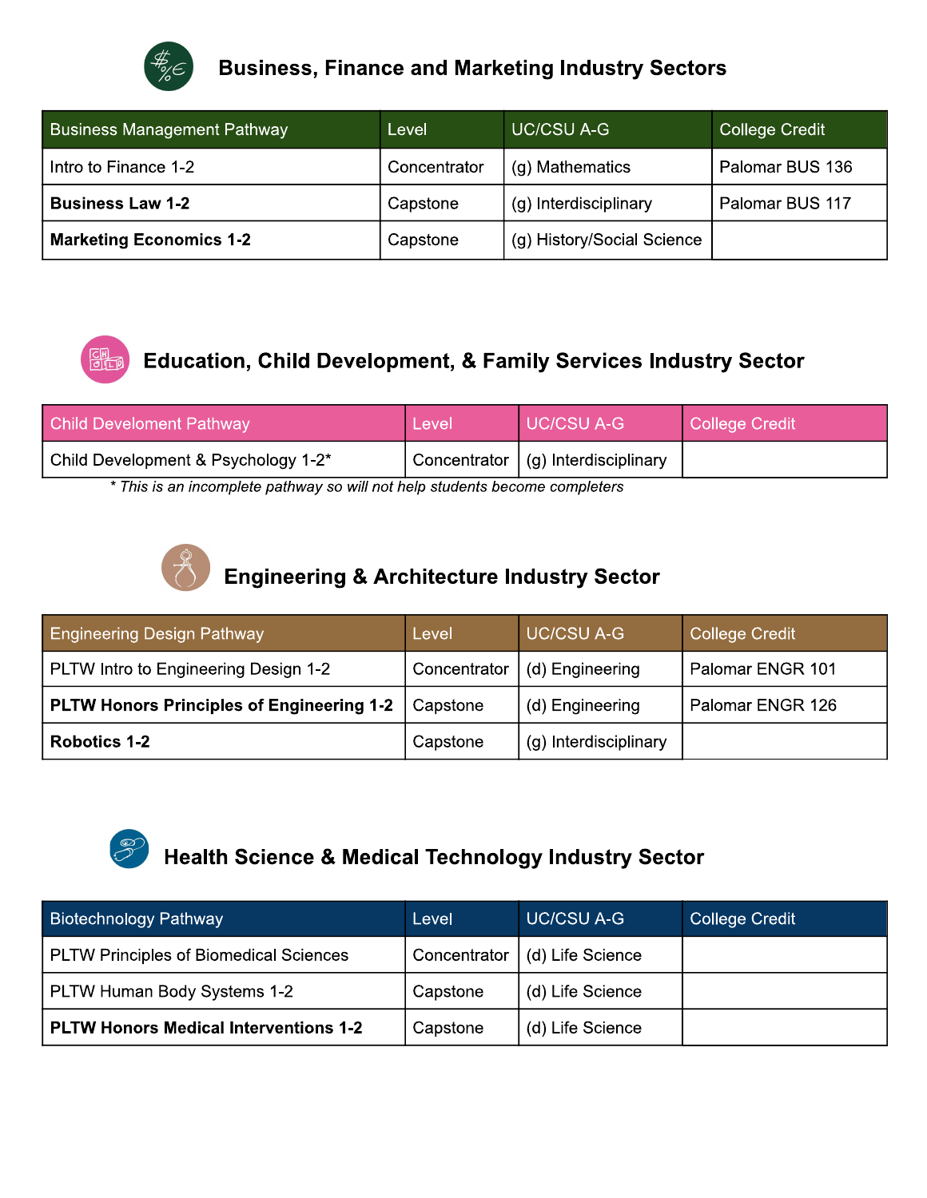## Business, Finance and Marketing Industry Sectors

| Business Management Pathway | Level | UC/CSU A-G | College Credit |
|---|---|---|---|
| Intro to Finance 1-2 | Concentrator | (g) Mathematics | Palomar BUS 136 |
| **Business Law 1-2** | Capstone | (g) Interdisciplinary | Palomar BUS 117 |
| **Marketing Economics 1-2** | Capstone | (g) History/Social Science | |

## Education, Child Development, & Family Services Industry Sector

| Child Develoment Pathway | Level | UC/CSU A-G | College Credit |
|---|---|---|---|
| Child Development & Psychology 1-2* | Concentrator | (g) Interdisciplinary | |

*\* This is an incomplete pathway so will not help students become completers*

## Engineering & Architecture Industry Sector

| Engineering Design Pathway | Level | UC/CSU A-G | College Credit |
|---|---|---|---|
| PLTW Intro to Engineering Design 1-2 | Concentrator | (d) Engineering | Palomar ENGR 101 |
| **PLTW Honors Principles of Engineering 1-2** | Capstone | (d) Engineering | Palomar ENGR 126 |
| **Robotics 1-2** | Capstone | (g) Interdisciplinary | |

## Health Science & Medical Technology Industry Sector

| Biotechnology Pathway | Level | UC/CSU A-G | College Credit |
|---|---|---|---|
| PLTW Principles of Biomedical Sciences | Concentrator | (d) Life Science | |
| PLTW Human Body Systems 1-2 | Capstone | (d) Life Science | |
| **PLTW Honors Medical Interventions 1-2** | Capstone | (d) Life Science | |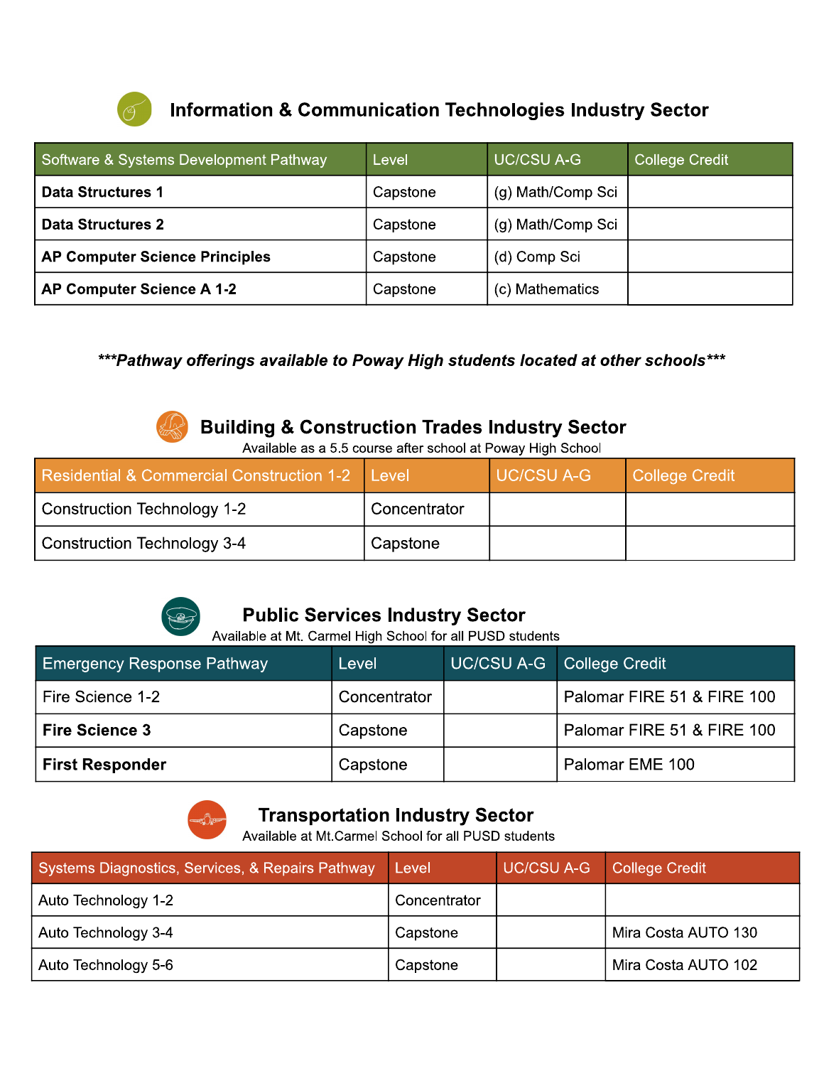## Information & Communication Technologies Industry Sector

| Software & Systems Development Pathway | Level | UC/CSU A-G | College Credit |
|---|---|---|---|
| **Data Structures 1** | Capstone | (g) Math/Comp Sci | |
| **Data Structures 2** | Capstone | (g) Math/Comp Sci | |
| **AP Computer Science Principles** | Capstone | (d) Comp Sci | |
| **AP Computer Science A 1-2** | Capstone | (c) Mathematics | |

***\*\*\*Pathway offerings available to Poway High students located at other schools\*\*\****

## Building & Construction Trades Industry Sector

Available as a 5.5 course after school at Poway High School

| Residential & Commercial Construction 1-2 | Level | UC/CSU A-G | College Credit |
|---|---|---|---|
| Construction Technology 1-2 | Concentrator | | |
| Construction Technology 3-4 | Capstone | | |

## Public Services Industry Sector

Available at Mt. Carmel High School for all PUSD students

| Emergency Response Pathway | Level | UC/CSU A-G | College Credit |
|---|---|---|---|
| Fire Science 1-2 | Concentrator | | Palomar FIRE 51 & FIRE 100 |
| **Fire Science 3** | Capstone | | Palomar FIRE 51 & FIRE 100 |
| **First Responder** | Capstone | | Palomar EME 100 |

## Transportation Industry Sector

Available at Mt.Carmel School for all PUSD students

| Systems Diagnostics, Services, & Repairs Pathway | Level | UC/CSU A-G | College Credit |
|---|---|---|---|
| Auto Technology 1-2 | Concentrator | | |
| Auto Technology 3-4 | Capstone | | Mira Costa AUTO 130 |
| Auto Technology 5-6 | Capstone | | Mira Costa AUTO 102 |